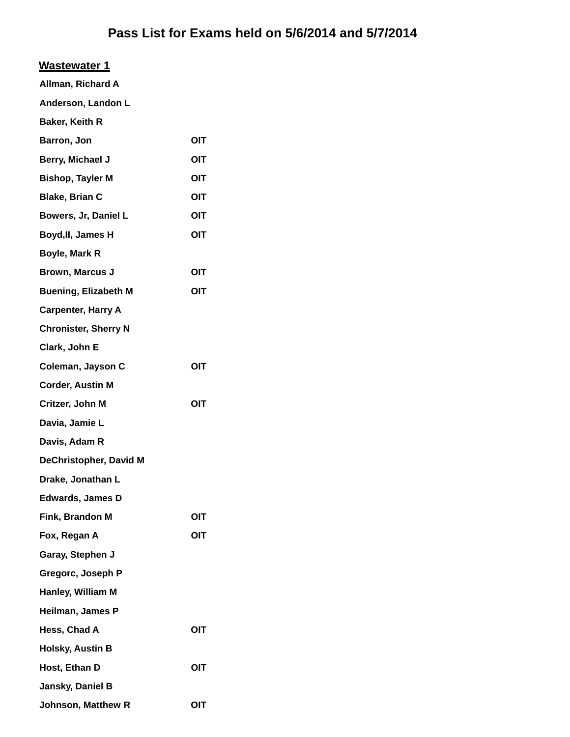# Pass List for Exams held on 5/6/2014 and 5/7/2014

## Wastewater 1

| Name | |
|---|---|
| Allman, Richard A | |
| Anderson, Landon L | |
| Baker, Keith R | |
| Barron, Jon | OIT |
| Berry, Michael J | OIT |
| Bishop, Tayler M | OIT |
| Blake, Brian C | OIT |
| Bowers, Jr, Daniel L | OIT |
| Boyd,II, James H | OIT |
| Boyle, Mark R | |
| Brown, Marcus J | OIT |
| Buening, Elizabeth M | OIT |
| Carpenter, Harry A | |
| Chronister, Sherry N | |
| Clark, John E | |
| Coleman, Jayson C | OIT |
| Corder, Austin M | |
| Critzer, John M | OIT |
| Davia, Jamie L | |
| Davis, Adam R | |
| DeChristopher, David M | |
| Drake, Jonathan L | |
| Edwards, James D | |
| Fink, Brandon M | OIT |
| Fox, Regan A | OIT |
| Garay, Stephen J | |
| Gregorc, Joseph P | |
| Hanley, William M | |
| Heilman, James P | |
| Hess, Chad A | OIT |
| Holsky, Austin B | |
| Host, Ethan D | OIT |
| Jansky, Daniel B | |
| Johnson, Matthew R | OIT |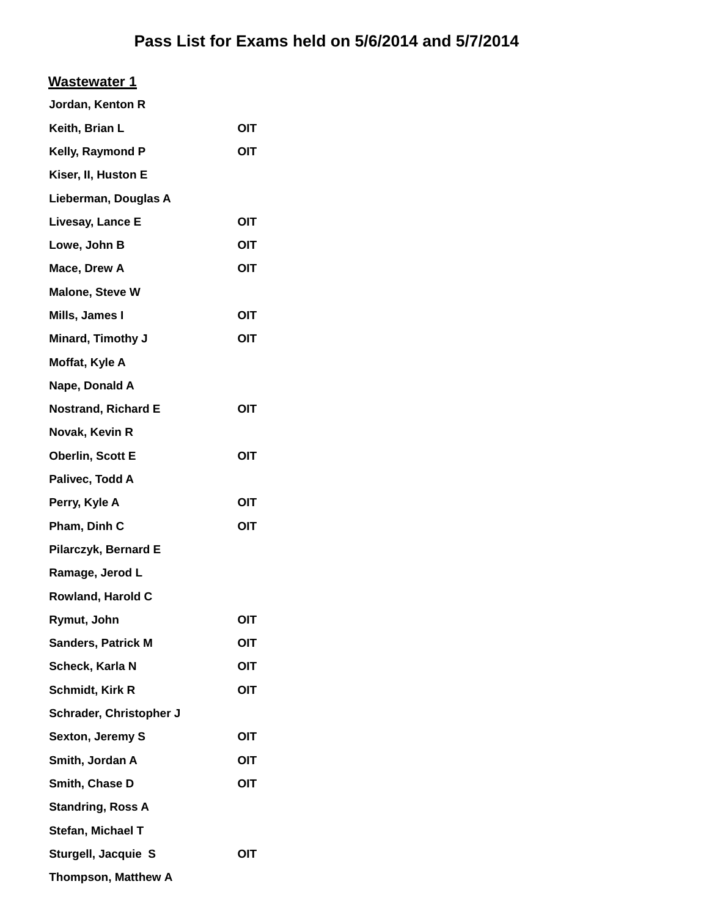# Pass List for Exams held on 5/6/2014 and 5/7/2014

## Wastewater 1

| Name | |
|---|---|
| Jordan, Kenton R | |
| Keith, Brian L | OIT |
| Kelly, Raymond P | OIT |
| Kiser, II, Huston E | |
| Lieberman, Douglas A | |
| Livesay, Lance E | OIT |
| Lowe, John B | OIT |
| Mace, Drew A | OIT |
| Malone, Steve W | |
| Mills, James I | OIT |
| Minard, Timothy J | OIT |
| Moffat, Kyle A | |
| Nape, Donald A | |
| Nostrand, Richard E | OIT |
| Novak, Kevin R | |
| Oberlin, Scott E | OIT |
| Palivec, Todd A | |
| Perry, Kyle A | OIT |
| Pham, Dinh C | OIT |
| Pilarczyk, Bernard E | |
| Ramage, Jerod L | |
| Rowland, Harold C | |
| Rymut, John | OIT |
| Sanders, Patrick M | OIT |
| Scheck, Karla N | OIT |
| Schmidt, Kirk R | OIT |
| Schrader, Christopher J | |
| Sexton, Jeremy S | OIT |
| Smith, Jordan A | OIT |
| Smith, Chase D | OIT |
| Standring, Ross A | |
| Stefan, Michael T | |
| Sturgell, Jacquie S | OIT |
| Thompson, Matthew A | |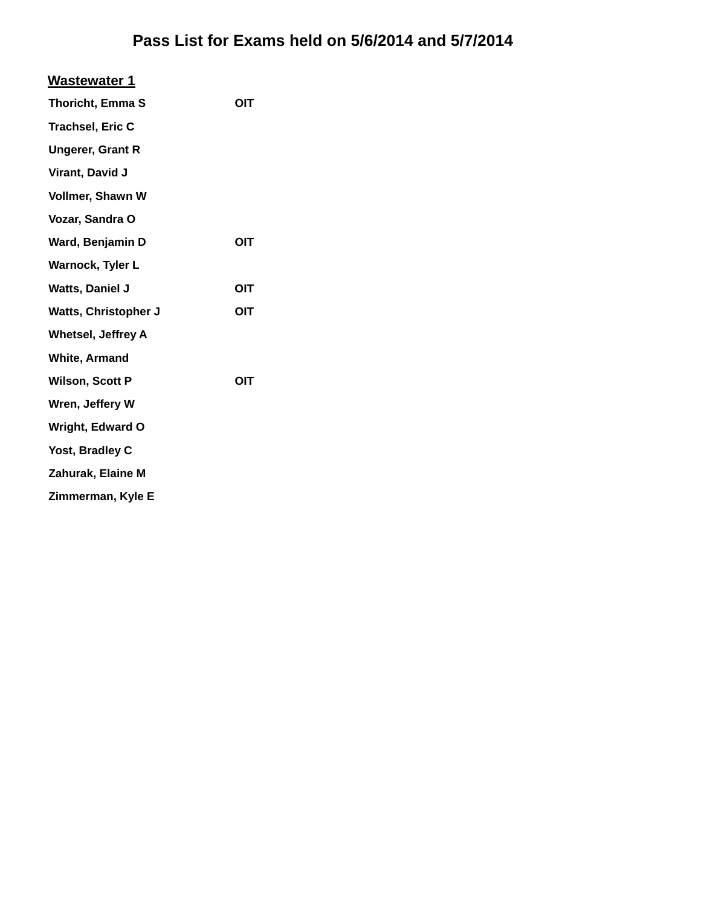# Pass List for Exams held on 5/6/2014 and 5/7/2014

## Wastewater 1

| Name | |
|---|---|
| Thoricht, Emma S | OIT |
| Trachsel, Eric C | |
| Ungerer, Grant R | |
| Virant, David J | |
| Vollmer, Shawn W | |
| Vozar, Sandra O | |
| Ward, Benjamin D | OIT |
| Warnock, Tyler L | |
| Watts, Daniel J | OIT |
| Watts, Christopher J | OIT |
| Whetsel, Jeffrey A | |
| White, Armand | |
| Wilson, Scott P | OIT |
| Wren, Jeffery W | |
| Wright, Edward O | |
| Yost, Bradley C | |
| Zahurak, Elaine M | |
| Zimmerman, Kyle E | |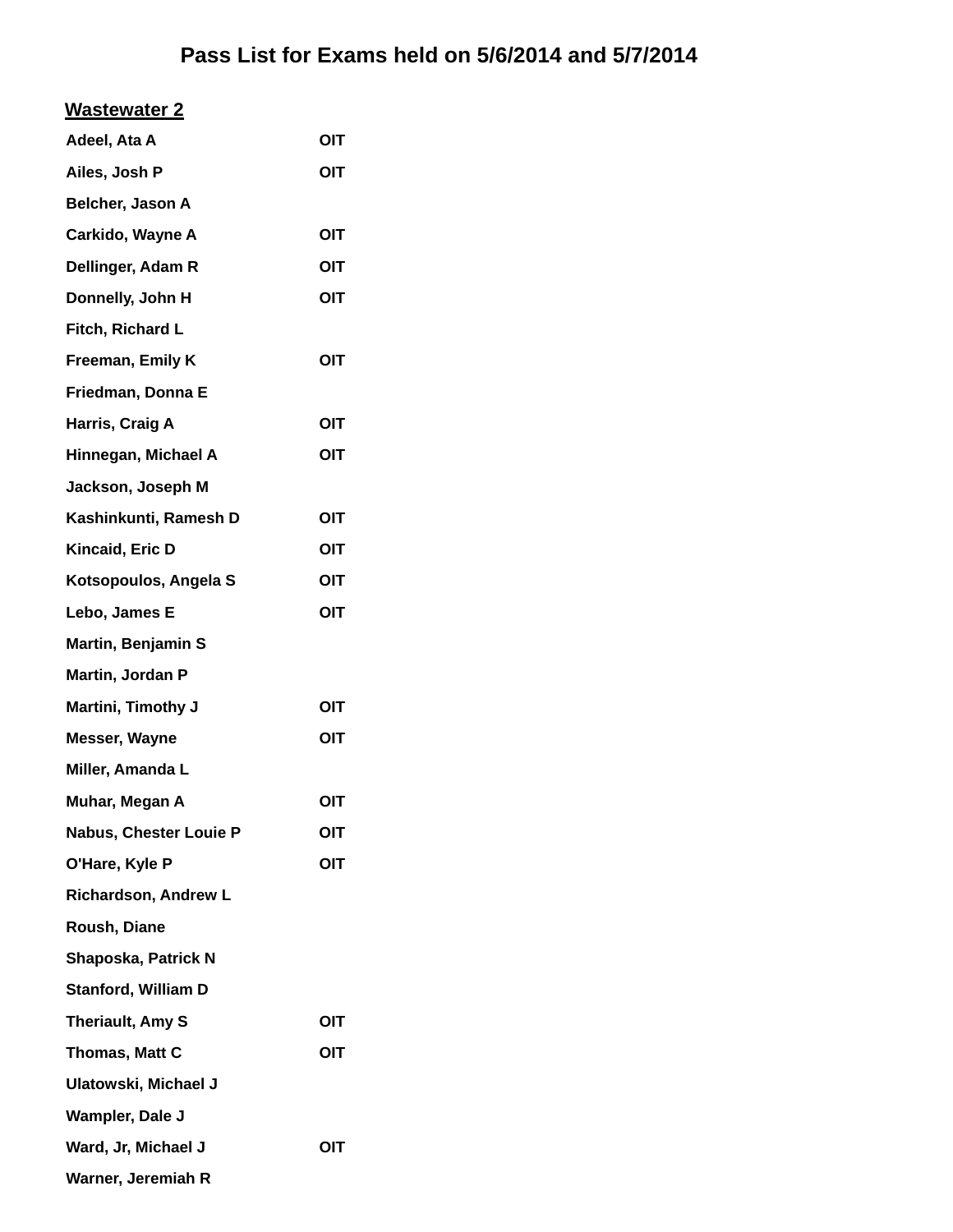# Pass List for Exams held on 5/6/2014 and 5/7/2014

## Wastewater 2

| | |
|---|---|
| Adeel, Ata A | OIT |
| Ailes, Josh P | OIT |
| Belcher, Jason A | |
| Carkido, Wayne A | OIT |
| Dellinger, Adam R | OIT |
| Donnelly, John H | OIT |
| Fitch, Richard L | |
| Freeman, Emily K | OIT |
| Friedman, Donna E | |
| Harris, Craig A | OIT |
| Hinnegan, Michael A | OIT |
| Jackson, Joseph M | |
| Kashinkunti, Ramesh D | OIT |
| Kincaid, Eric D | OIT |
| Kotsopoulos, Angela S | OIT |
| Lebo, James E | OIT |
| Martin, Benjamin S | |
| Martin, Jordan P | |
| Martini, Timothy J | OIT |
| Messer, Wayne | OIT |
| Miller, Amanda L | |
| Muhar, Megan A | OIT |
| Nabus, Chester Louie P | OIT |
| O'Hare, Kyle P | OIT |
| Richardson, Andrew L | |
| Roush, Diane | |
| Shaposka, Patrick N | |
| Stanford, William D | |
| Theriault, Amy S | OIT |
| Thomas, Matt C | OIT |
| Ulatowski, Michael J | |
| Wampler, Dale J | |
| Ward, Jr, Michael J | OIT |
| Warner, Jeremiah R | |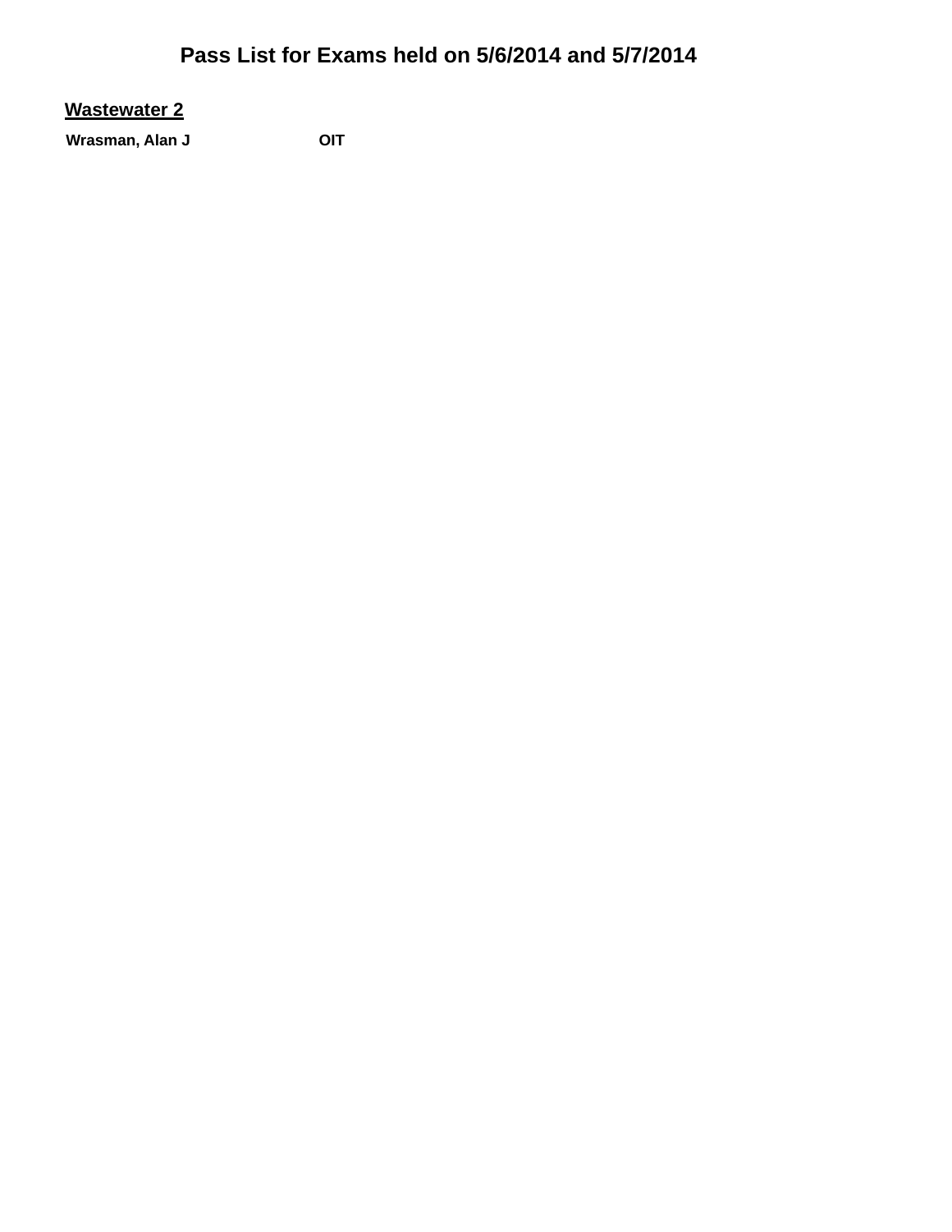# Pass List for Exams held on 5/6/2014 and 5/7/2014

## Wastewater 2

| | |
|---|---|
| **Wrasman, Alan J** | **OIT** |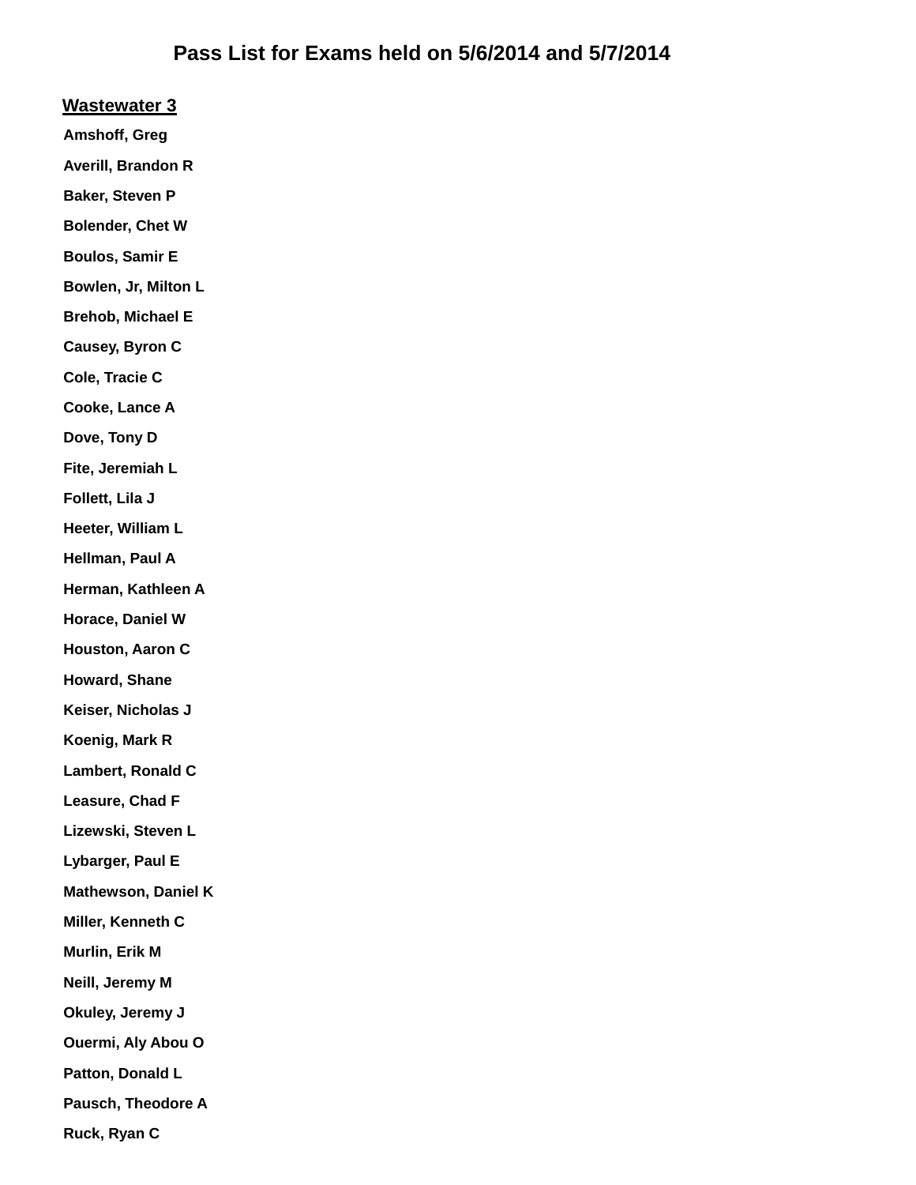# Pass List for Exams held on 5/6/2014 and 5/7/2014

## Wastewater 3

**Amshoff, Greg**

**Averill, Brandon R**

**Baker, Steven P**

**Bolender, Chet W**

**Boulos, Samir E**

**Bowlen, Jr, Milton L**

**Brehob, Michael E**

**Causey, Byron C**

**Cole, Tracie C**

**Cooke, Lance A**

**Dove, Tony D**

**Fite, Jeremiah L**

**Follett, Lila J**

**Heeter, William L**

**Hellman, Paul A**

**Herman, Kathleen A**

**Horace, Daniel W**

**Houston, Aaron C**

**Howard, Shane**

**Keiser, Nicholas J**

**Koenig, Mark R**

**Lambert, Ronald C**

**Leasure, Chad F**

**Lizewski, Steven L**

**Lybarger, Paul E**

**Mathewson, Daniel K**

**Miller, Kenneth C**

**Murlin, Erik M**

**Neill, Jeremy M**

**Okuley, Jeremy J**

**Ouermi, Aly Abou O**

**Patton, Donald L**

**Pausch, Theodore A**

**Ruck, Ryan C**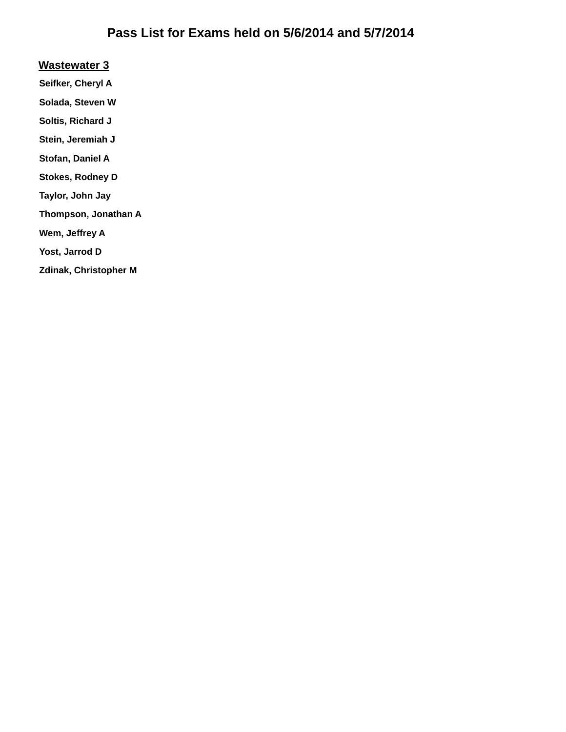# Pass List for Exams held on 5/6/2014 and 5/7/2014

## Wastewater 3

**Seifker, Cheryl A**

**Solada, Steven W**

**Soltis, Richard J**

**Stein, Jeremiah J**

**Stofan, Daniel A**

**Stokes, Rodney D**

**Taylor, John Jay**

**Thompson, Jonathan A**

**Wem, Jeffrey A**

**Yost, Jarrod D**

**Zdinak, Christopher M**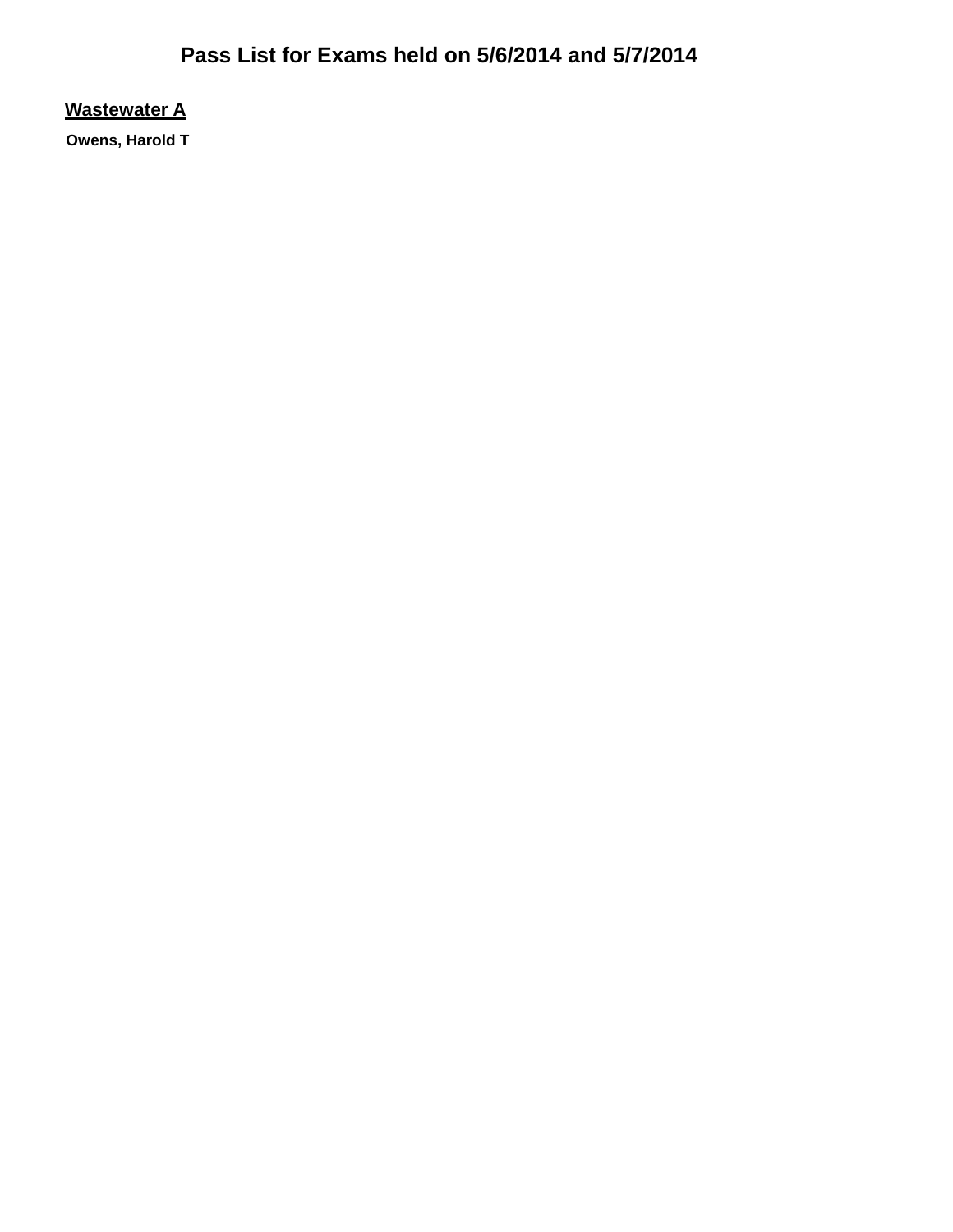# Pass List for Exams held on 5/6/2014 and 5/7/2014

## Wastewater A

**Owens, Harold T**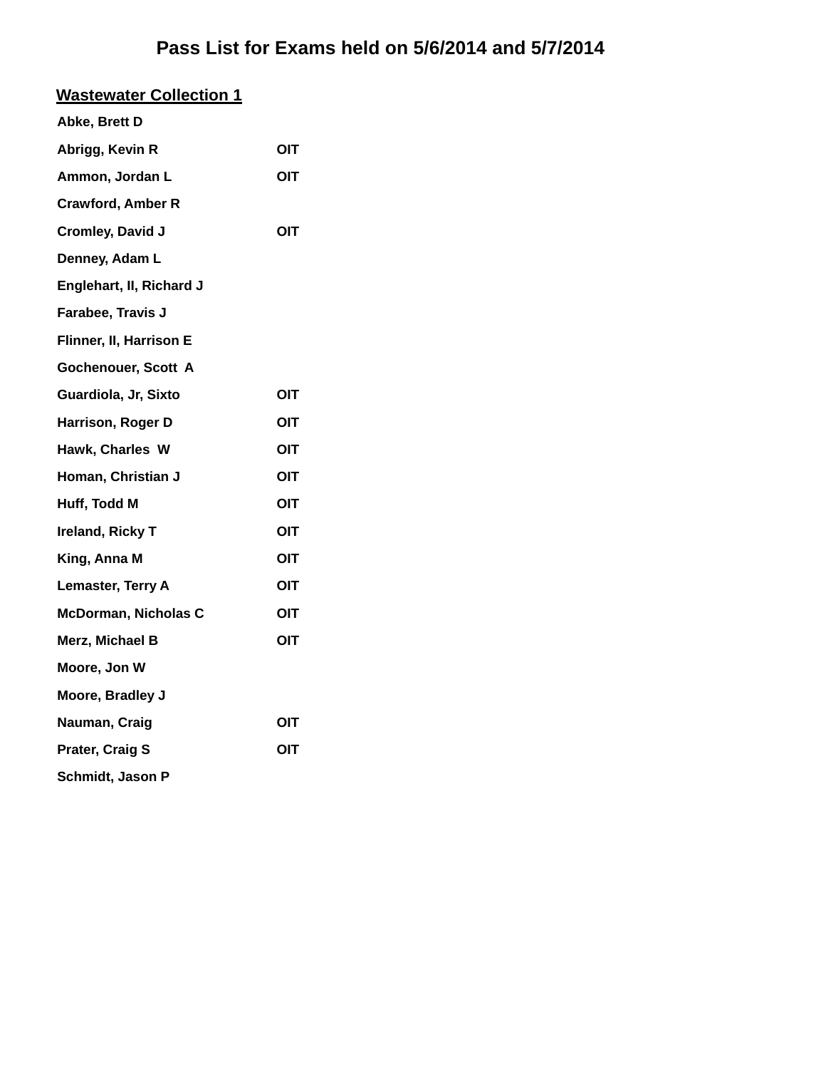# Pass List for Exams held on 5/6/2014 and 5/7/2014

## Wastewater Collection 1

| Name | |
|---|---|
| Abke, Brett D | |
| Abrigg, Kevin R | OIT |
| Ammon, Jordan L | OIT |
| Crawford, Amber R | |
| Cromley, David J | OIT |
| Denney, Adam L | |
| Englehart, II, Richard J | |
| Farabee, Travis J | |
| Flinner, II, Harrison E | |
| Gochenouer, Scott A | |
| Guardiola, Jr, Sixto | OIT |
| Harrison, Roger D | OIT |
| Hawk, Charles W | OIT |
| Homan, Christian J | OIT |
| Huff, Todd M | OIT |
| Ireland, Ricky T | OIT |
| King, Anna M | OIT |
| Lemaster, Terry A | OIT |
| McDorman, Nicholas C | OIT |
| Merz, Michael B | OIT |
| Moore, Jon W | |
| Moore, Bradley J | |
| Nauman, Craig | OIT |
| Prater, Craig S | OIT |
| Schmidt, Jason P | |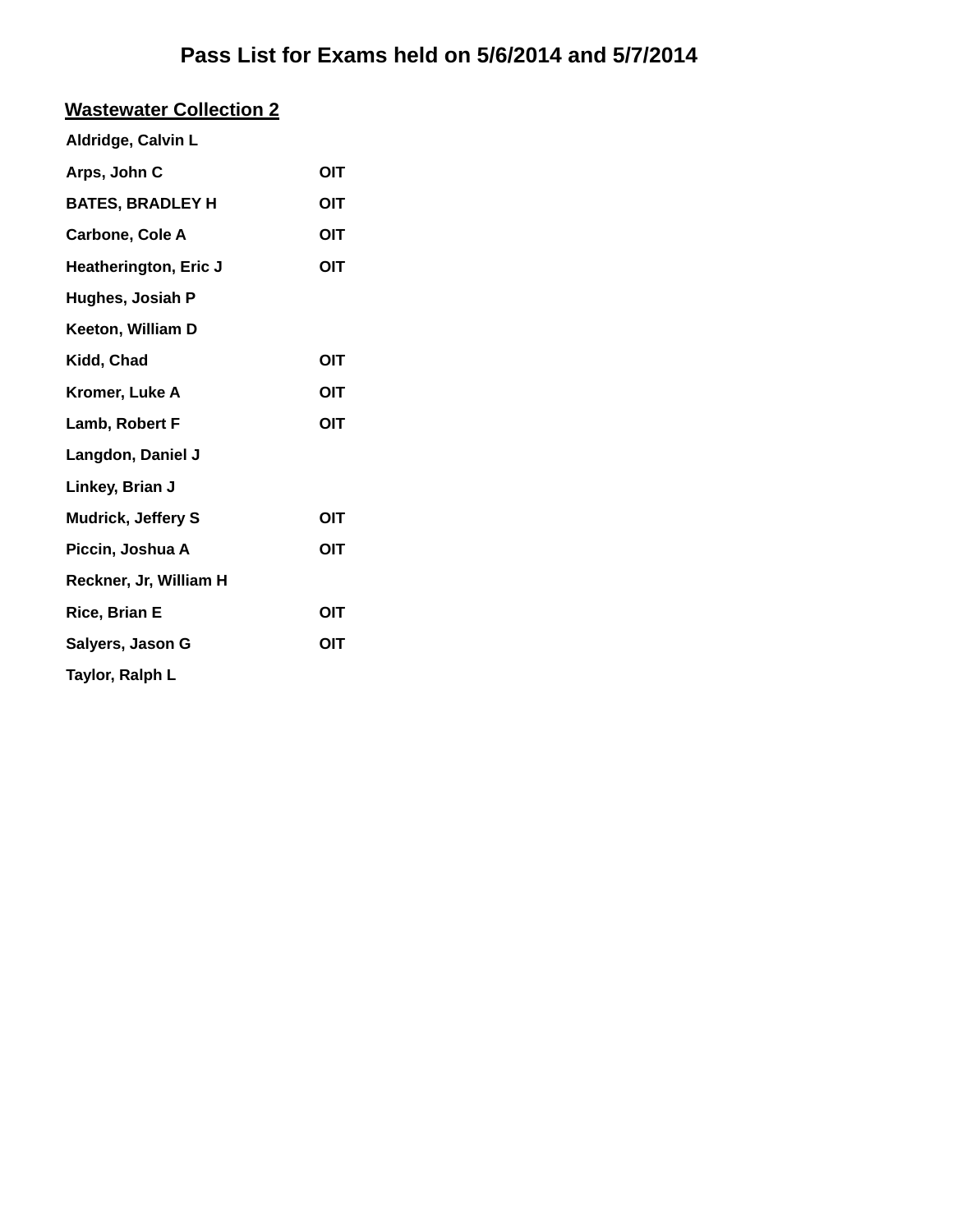# Pass List for Exams held on 5/6/2014 and 5/7/2014

## Wastewater Collection 2

| | |
|---|---|
| **Aldridge, Calvin L** | |
| **Arps, John C** | **OIT** |
| **BATES, BRADLEY H** | **OIT** |
| **Carbone, Cole A** | **OIT** |
| **Heatherington, Eric J** | **OIT** |
| **Hughes, Josiah P** | |
| **Keeton, William D** | |
| **Kidd, Chad** | **OIT** |
| **Kromer, Luke A** | **OIT** |
| **Lamb, Robert F** | **OIT** |
| **Langdon, Daniel J** | |
| **Linkey, Brian J** | |
| **Mudrick, Jeffery S** | **OIT** |
| **Piccin, Joshua A** | **OIT** |
| **Reckner, Jr, William H** | |
| **Rice, Brian E** | **OIT** |
| **Salyers, Jason G** | **OIT** |
| **Taylor, Ralph L** | |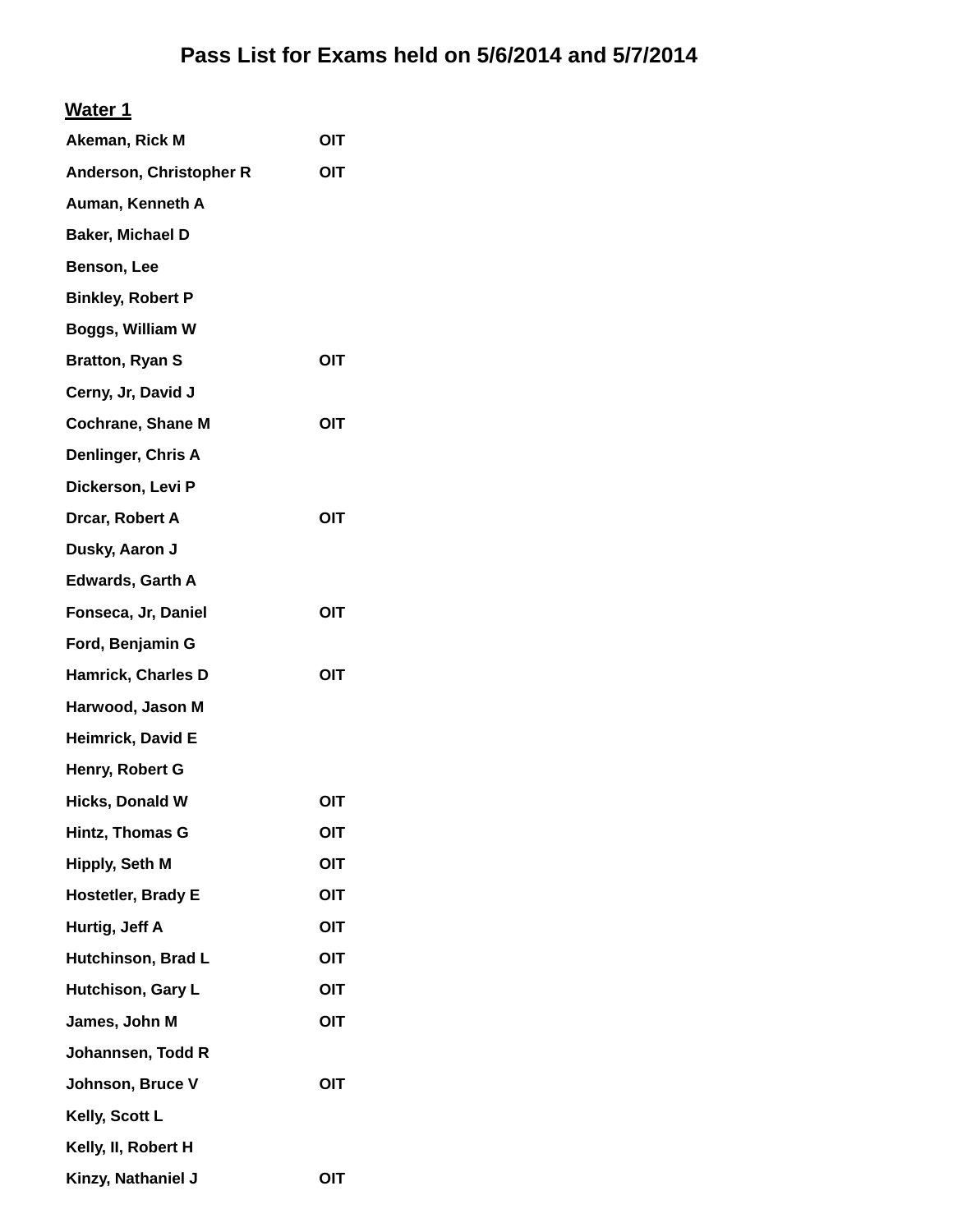# Pass List for Exams held on 5/6/2014 and 5/7/2014

## Water 1

| Name | |
|---|---|
| Akeman, Rick M | OIT |
| Anderson, Christopher R | OIT |
| Auman, Kenneth A | |
| Baker, Michael D | |
| Benson, Lee | |
| Binkley, Robert P | |
| Boggs, William W | |
| Bratton, Ryan S | OIT |
| Cerny, Jr, David J | |
| Cochrane, Shane M | OIT |
| Denlinger, Chris A | |
| Dickerson, Levi P | |
| Drcar, Robert A | OIT |
| Dusky, Aaron J | |
| Edwards, Garth A | |
| Fonseca, Jr, Daniel | OIT |
| Ford, Benjamin G | |
| Hamrick, Charles D | OIT |
| Harwood, Jason M | |
| Heimrick, David E | |
| Henry, Robert G | |
| Hicks, Donald W | OIT |
| Hintz, Thomas G | OIT |
| Hipply, Seth M | OIT |
| Hostetler, Brady E | OIT |
| Hurtig, Jeff A | OIT |
| Hutchinson, Brad L | OIT |
| Hutchison, Gary L | OIT |
| James, John M | OIT |
| Johannsen, Todd R | |
| Johnson, Bruce V | OIT |
| Kelly, Scott L | |
| Kelly, II, Robert H | |
| Kinzy, Nathaniel J | OIT |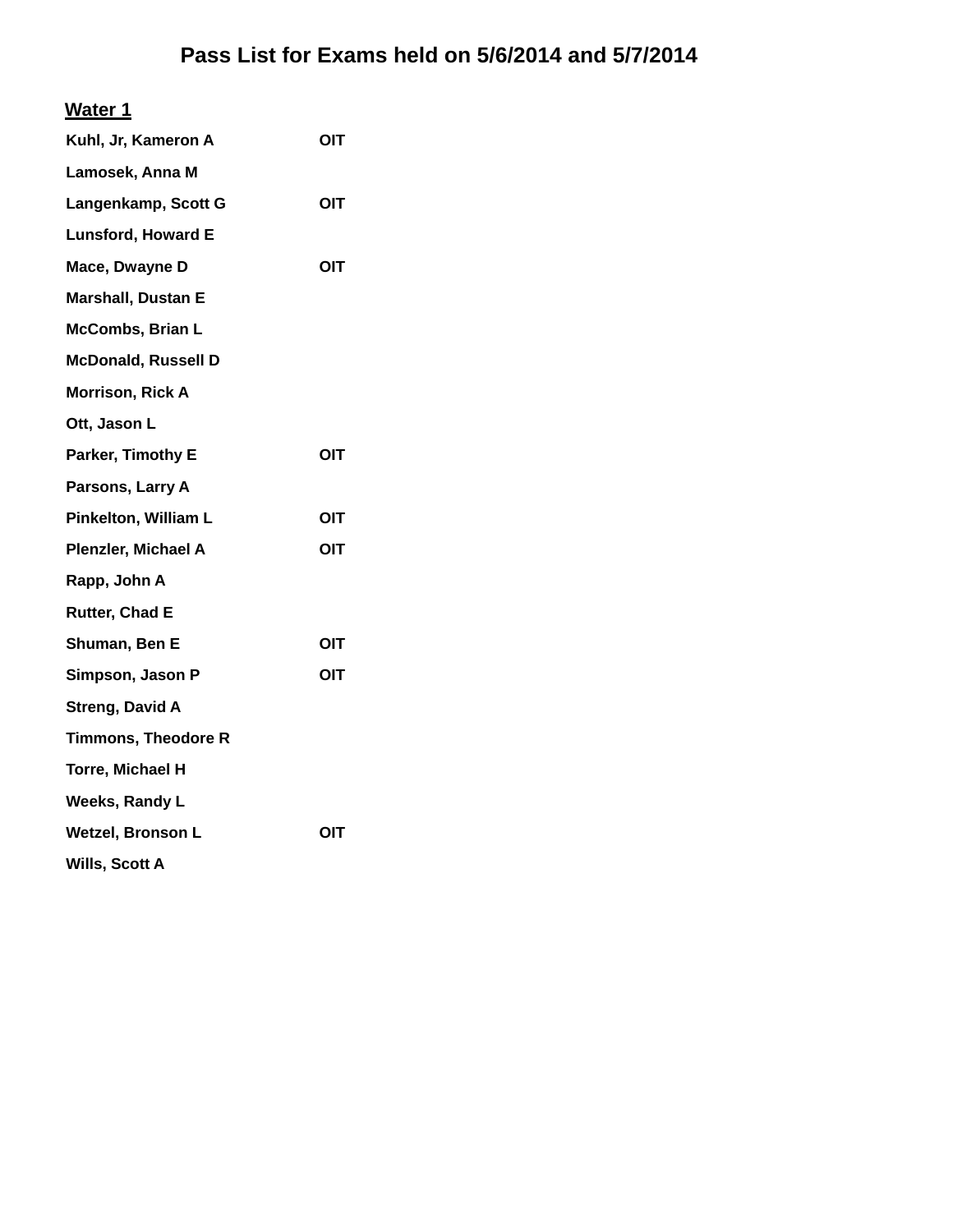# Pass List for Exams held on 5/6/2014 and 5/7/2014

## Water 1

| Name | |
|---|---|
| Kuhl, Jr, Kameron A | OIT |
| Lamosek, Anna M | |
| Langenkamp, Scott G | OIT |
| Lunsford, Howard E | |
| Mace, Dwayne D | OIT |
| Marshall, Dustan E | |
| McCombs, Brian L | |
| McDonald, Russell D | |
| Morrison, Rick A | |
| Ott, Jason L | |
| Parker, Timothy E | OIT |
| Parsons, Larry A | |
| Pinkelton, William L | OIT |
| Plenzler, Michael A | OIT |
| Rapp, John A | |
| Rutter, Chad E | |
| Shuman, Ben E | OIT |
| Simpson, Jason P | OIT |
| Streng, David A | |
| Timmons, Theodore R | |
| Torre, Michael H | |
| Weeks, Randy L | |
| Wetzel, Bronson L | OIT |
| Wills, Scott A | |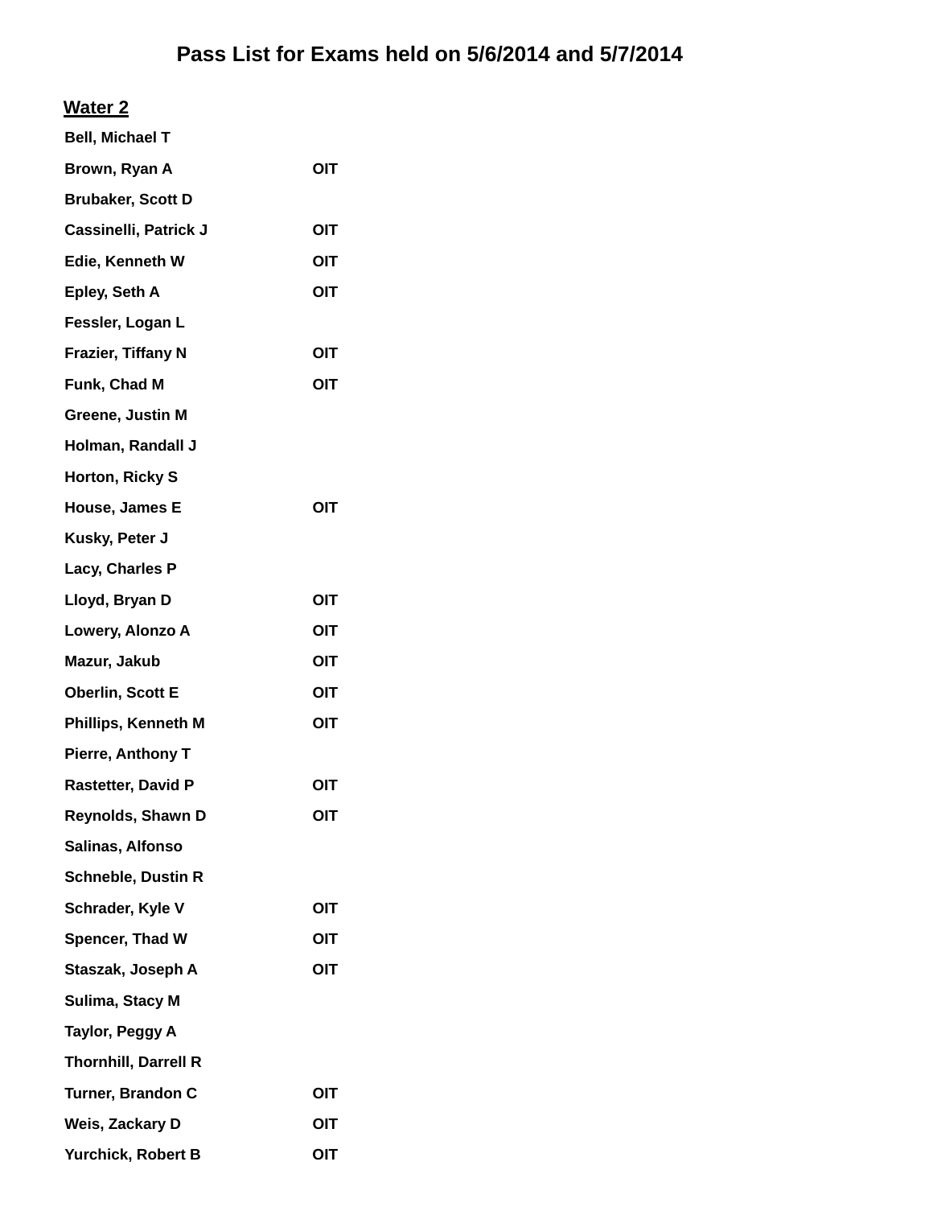# Pass List for Exams held on 5/6/2014 and 5/7/2014

## Water 2

| Name | |
|---|---|
| Bell, Michael T | |
| Brown, Ryan A | OIT |
| Brubaker, Scott D | |
| Cassinelli, Patrick J | OIT |
| Edie, Kenneth W | OIT |
| Epley, Seth A | OIT |
| Fessler, Logan L | |
| Frazier, Tiffany N | OIT |
| Funk, Chad M | OIT |
| Greene, Justin M | |
| Holman, Randall J | |
| Horton, Ricky S | |
| House, James E | OIT |
| Kusky, Peter J | |
| Lacy, Charles P | |
| Lloyd, Bryan D | OIT |
| Lowery, Alonzo A | OIT |
| Mazur, Jakub | OIT |
| Oberlin, Scott E | OIT |
| Phillips, Kenneth M | OIT |
| Pierre, Anthony T | |
| Rastetter, David P | OIT |
| Reynolds, Shawn D | OIT |
| Salinas, Alfonso | |
| Schneble, Dustin R | |
| Schrader, Kyle V | OIT |
| Spencer, Thad W | OIT |
| Staszak, Joseph A | OIT |
| Sulima, Stacy M | |
| Taylor, Peggy A | |
| Thornhill, Darrell R | |
| Turner, Brandon C | OIT |
| Weis, Zackary D | OIT |
| Yurchick, Robert B | OIT |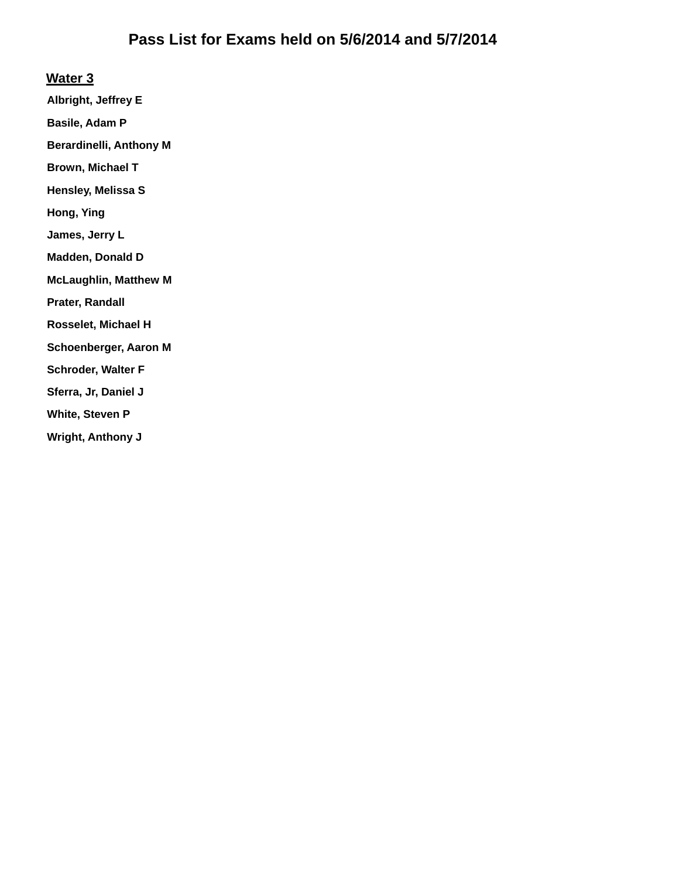# Pass List for Exams held on 5/6/2014 and 5/7/2014

## Water 3

**Albright, Jeffrey E**

**Basile, Adam P**

**Berardinelli, Anthony M**

**Brown, Michael T**

**Hensley, Melissa S**

**Hong, Ying**

**James, Jerry L**

**Madden, Donald D**

**McLaughlin, Matthew M**

**Prater, Randall**

**Rosselet, Michael H**

**Schoenberger, Aaron M**

**Schroder, Walter F**

**Sferra, Jr, Daniel J**

**White, Steven P**

**Wright, Anthony J**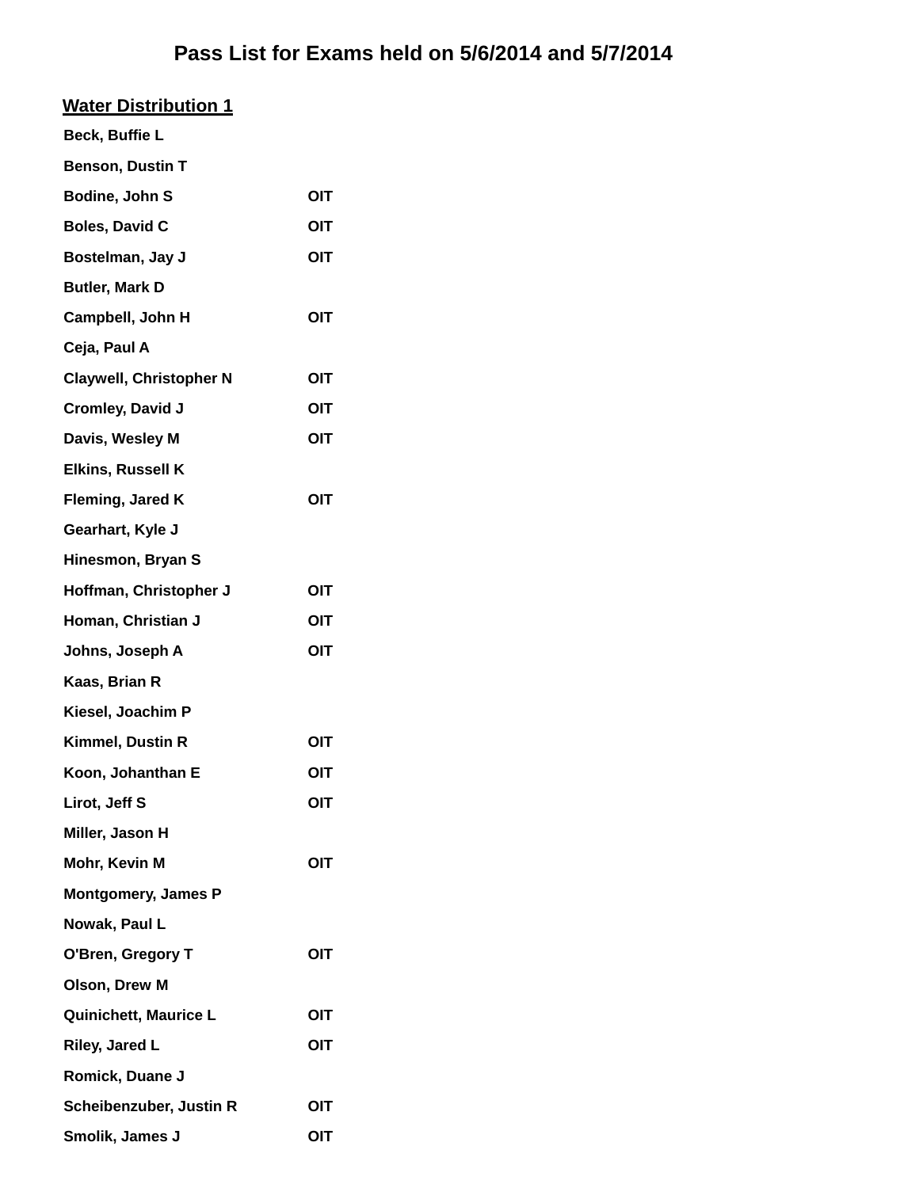# Pass List for Exams held on 5/6/2014 and 5/7/2014

## Water Distribution 1

| | |
|---|---|
| Beck, Buffie L | |
| Benson, Dustin T | |
| Bodine, John S | OIT |
| Boles, David C | OIT |
| Bostelman, Jay J | OIT |
| Butler, Mark D | |
| Campbell, John H | OIT |
| Ceja, Paul A | |
| Claywell, Christopher N | OIT |
| Cromley, David J | OIT |
| Davis, Wesley M | OIT |
| Elkins, Russell K | |
| Fleming, Jared K | OIT |
| Gearhart, Kyle J | |
| Hinesmon, Bryan S | |
| Hoffman, Christopher J | OIT |
| Homan, Christian J | OIT |
| Johns, Joseph A | OIT |
| Kaas, Brian R | |
| Kiesel, Joachim P | |
| Kimmel, Dustin R | OIT |
| Koon, Johanthan E | OIT |
| Lirot, Jeff S | OIT |
| Miller, Jason H | |
| Mohr, Kevin M | OIT |
| Montgomery, James P | |
| Nowak, Paul L | |
| O'Bren, Gregory T | OIT |
| Olson, Drew M | |
| Quinichett, Maurice L | OIT |
| Riley, Jared L | OIT |
| Romick, Duane J | |
| Scheibenzuber, Justin R | OIT |
| Smolik, James J | OIT |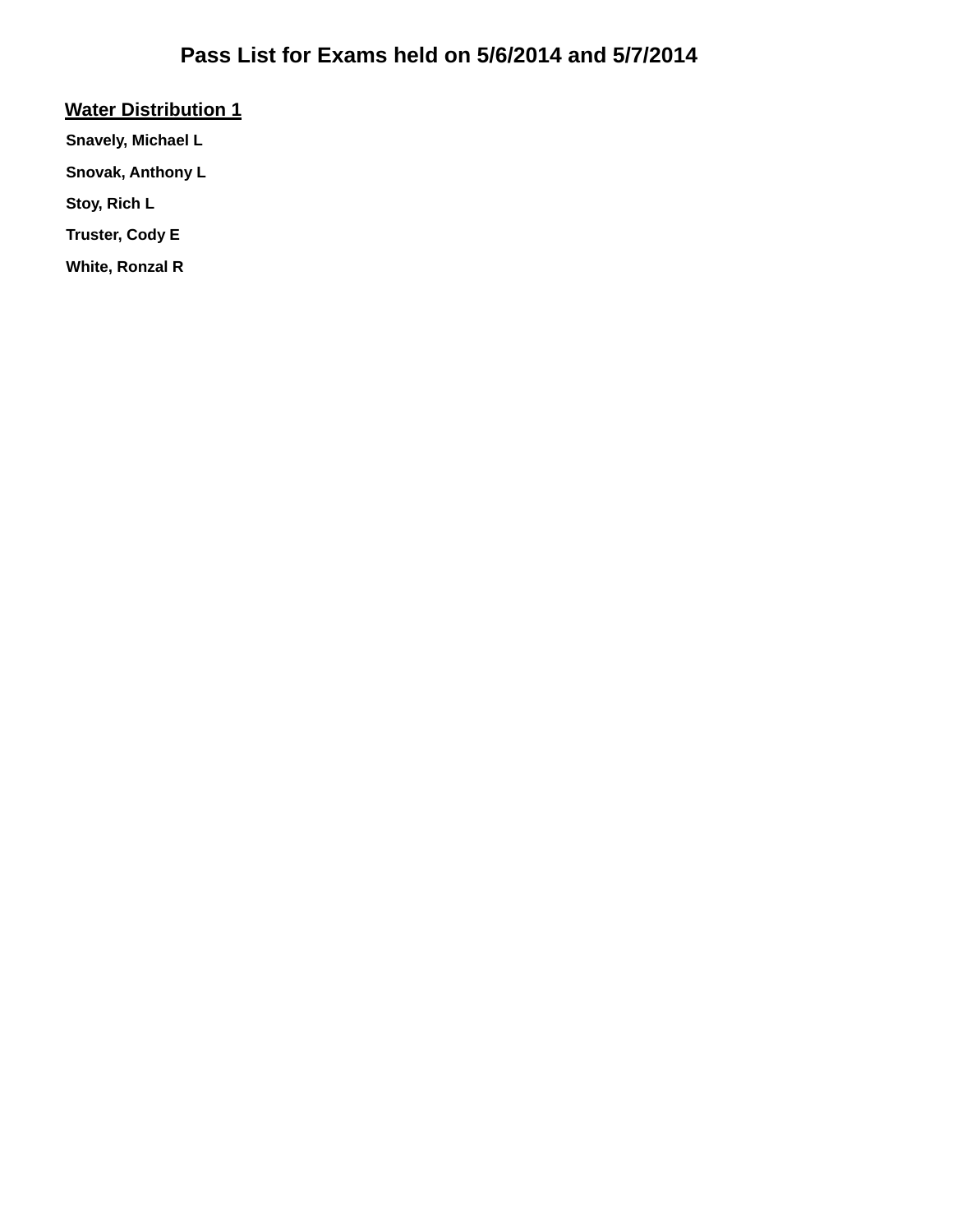# Pass List for Exams held on 5/6/2014 and 5/7/2014

## Water Distribution 1

**Snavely, Michael L**

**Snovak, Anthony L**

**Stoy, Rich L**

**Truster, Cody E**

**White, Ronzal R**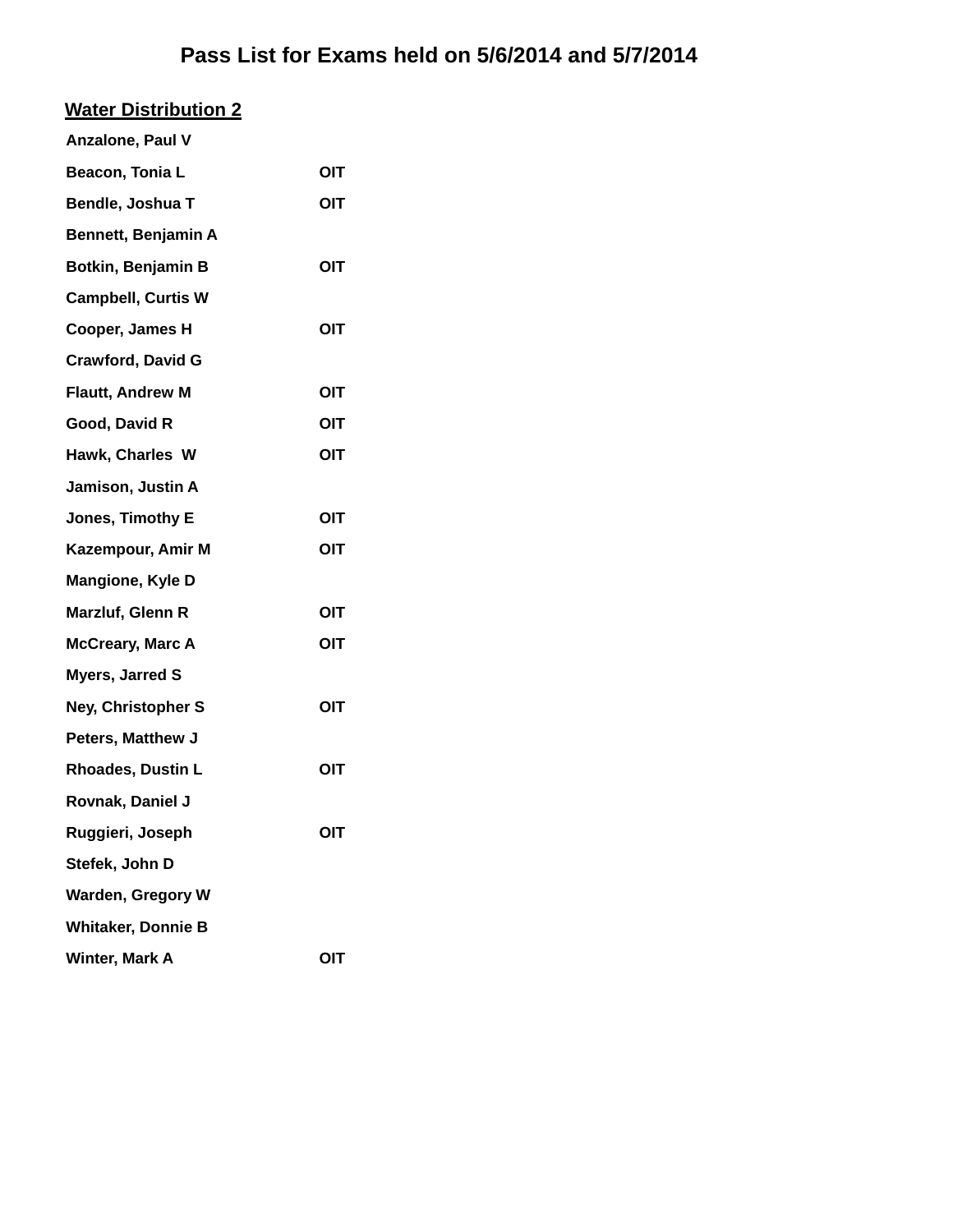# Pass List for Exams held on 5/6/2014 and 5/7/2014

## Water Distribution 2

| | |
|---|---|
| Anzalone, Paul V | |
| Beacon, Tonia L | OIT |
| Bendle, Joshua T | OIT |
| Bennett, Benjamin A | |
| Botkin, Benjamin B | OIT |
| Campbell, Curtis W | |
| Cooper, James H | OIT |
| Crawford, David G | |
| Flautt, Andrew M | OIT |
| Good, David R | OIT |
| Hawk, Charles W | OIT |
| Jamison, Justin A | |
| Jones, Timothy E | OIT |
| Kazempour, Amir M | OIT |
| Mangione, Kyle D | |
| Marzluf, Glenn R | OIT |
| McCreary, Marc A | OIT |
| Myers, Jarred S | |
| Ney, Christopher S | OIT |
| Peters, Matthew J | |
| Rhoades, Dustin L | OIT |
| Rovnak, Daniel J | |
| Ruggieri, Joseph | OIT |
| Stefek, John D | |
| Warden, Gregory W | |
| Whitaker, Donnie B | |
| Winter, Mark A | OIT |